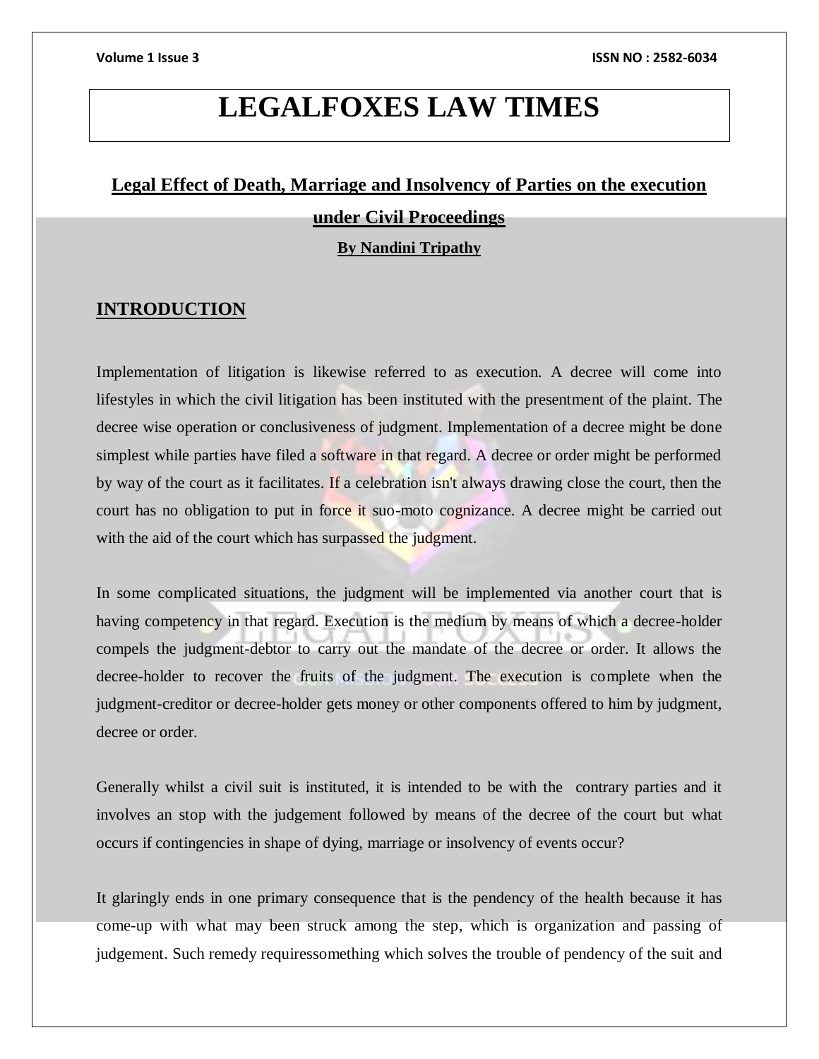# LEGALFOXES LAW TIMES

## Legal Effect of Death, Marriage and Insolvency of Parties on the execution under Civil Proceedings

**By Nandini Tripathy**

## INTRODUCTION

Implementation of litigation is likewise referred to as execution. A decree will come into lifestyles in which the civil litigation has been instituted with the presentment of the plaint. The decree wise operation or conclusiveness of judgment. Implementation of a decree might be done simplest while parties have filed a software in that regard. A decree or order might be performed by way of the court as it facilitates. If a celebration isn't always drawing close the court, then the court has no obligation to put in force it suo-moto cognizance. A decree might be carried out with the aid of the court which has surpassed the judgment.

In some complicated situations, the judgment will be implemented via another court that is having competency in that regard. Execution is the medium by means of which a decree-holder compels the judgment-debtor to carry out the mandate of the decree or order. It allows the decree-holder to recover the fruits of the judgment. The execution is complete when the judgment-creditor or decree-holder gets money or other components offered to him by judgment, decree or order.

Generally whilst a civil suit is instituted, it is intended to be with the contrary parties and it involves an stop with the judgement followed by means of the decree of the court but what occurs if contingencies in shape of dying, marriage or insolvency of events occur?

It glaringly ends in one primary consequence that is the pendency of the health because it has come-up with what may been struck among the step, which is organization and passing of judgement. Such remedy requiressomething which solves the trouble of pendency of the suit and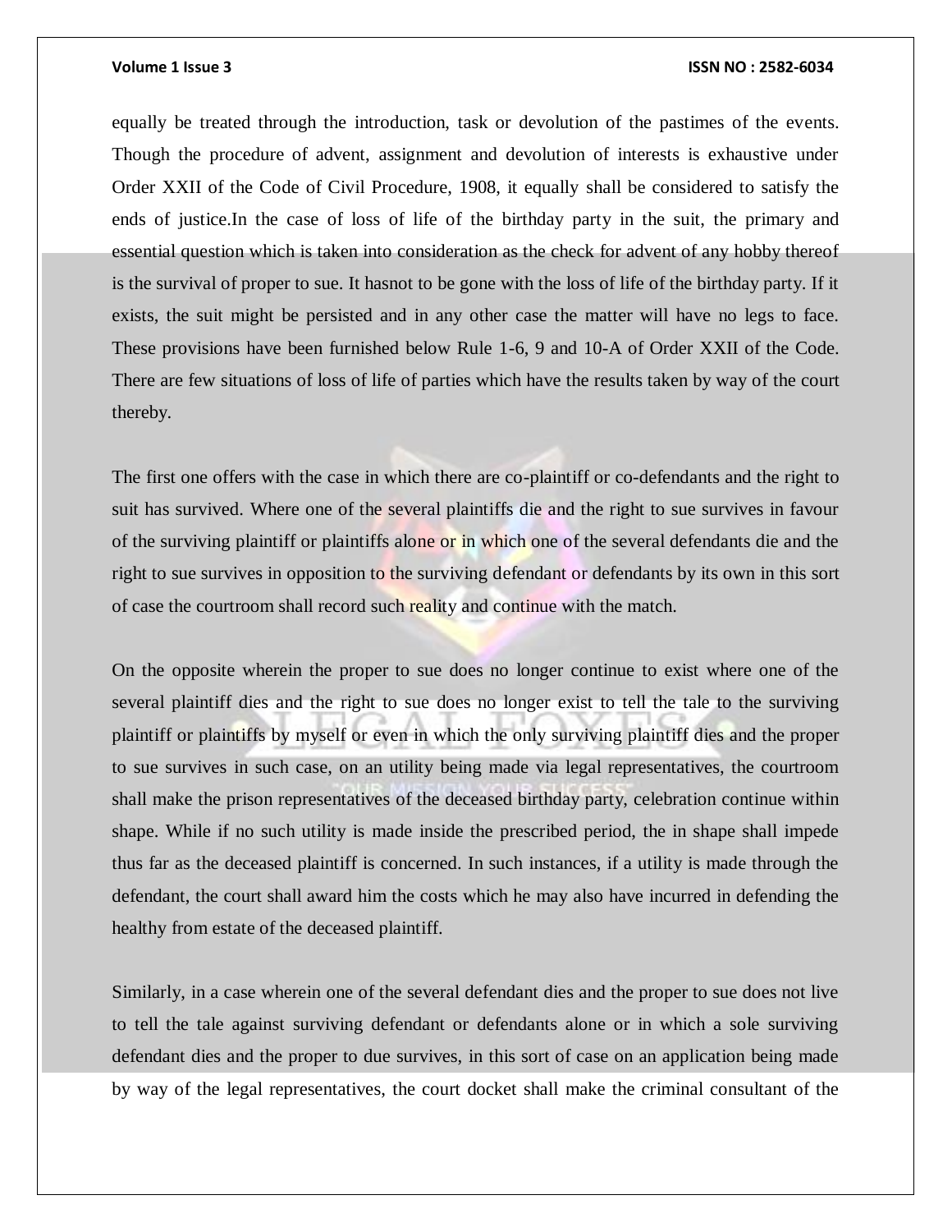equally be treated through the introduction, task or devolution of the pastimes of the events. Though the procedure of advent, assignment and devolution of interests is exhaustive under Order XXII of the Code of Civil Procedure, 1908, it equally shall be considered to satisfy the ends of justice.In the case of loss of life of the birthday party in the suit, the primary and essential question which is taken into consideration as the check for advent of any hobby thereof is the survival of proper to sue. It hasnot to be gone with the loss of life of the birthday party. If it exists, the suit might be persisted and in any other case the matter will have no legs to face. These provisions have been furnished below Rule 1-6, 9 and 10-A of Order XXII of the Code. There are few situations of loss of life of parties which have the results taken by way of the court thereby.

The first one offers with the case in which there are co-plaintiff or co-defendants and the right to suit has survived. Where one of the several plaintiffs die and the right to sue survives in favour of the surviving plaintiff or plaintiffs alone or in which one of the several defendants die and the right to sue survives in opposition to the surviving defendant or defendants by its own in this sort of case the courtroom shall record such reality and continue with the match.

On the opposite wherein the proper to sue does no longer continue to exist where one of the several plaintiff dies and the right to sue does no longer exist to tell the tale to the surviving plaintiff or plaintiffs by myself or even in which the only surviving plaintiff dies and the proper to sue survives in such case, on an utility being made via legal representatives, the courtroom shall make the prison representatives of the deceased birthday party, celebration continue within shape. While if no such utility is made inside the prescribed period, the in shape shall impede thus far as the deceased plaintiff is concerned. In such instances, if a utility is made through the defendant, the court shall award him the costs which he may also have incurred in defending the healthy from estate of the deceased plaintiff.

Similarly, in a case wherein one of the several defendant dies and the proper to sue does not live to tell the tale against surviving defendant or defendants alone or in which a sole surviving defendant dies and the proper to due survives, in this sort of case on an application being made by way of the legal representatives, the court docket shall make the criminal consultant of the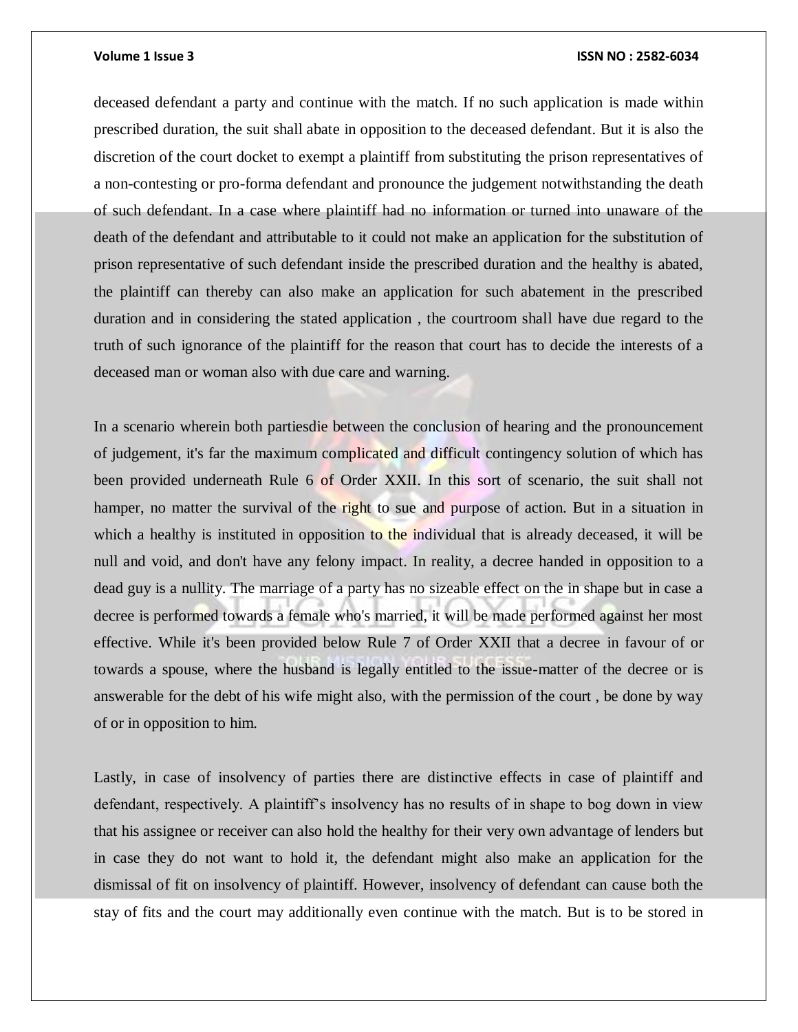deceased defendant a party and continue with the match. If no such application is made within prescribed duration, the suit shall abate in opposition to the deceased defendant. But it is also the discretion of the court docket to exempt a plaintiff from substituting the prison representatives of a non-contesting or pro-forma defendant and pronounce the judgement notwithstanding the death of such defendant. In a case where plaintiff had no information or turned into unaware of the death of the defendant and attributable to it could not make an application for the substitution of prison representative of such defendant inside the prescribed duration and the healthy is abated, the plaintiff can thereby can also make an application for such abatement in the prescribed duration and in considering the stated application , the courtroom shall have due regard to the truth of such ignorance of the plaintiff for the reason that court has to decide the interests of a deceased man or woman also with due care and warning.

In a scenario wherein both partiesdie between the conclusion of hearing and the pronouncement of judgement, it's far the maximum complicated and difficult contingency solution of which has been provided underneath Rule 6 of Order XXII. In this sort of scenario, the suit shall not hamper, no matter the survival of the right to sue and purpose of action. But in a situation in which a healthy is instituted in opposition to the individual that is already deceased, it will be null and void, and don't have any felony impact. In reality, a decree handed in opposition to a dead guy is a nullity. The marriage of a party has no sizeable effect on the in shape but in case a decree is performed towards a female who's married, it will be made performed against her most effective. While it's been provided below Rule 7 of Order XXII that a decree in favour of or towards a spouse, where the husband is legally entitled to the issue-matter of the decree or is answerable for the debt of his wife might also, with the permission of the court , be done by way of or in opposition to him.

Lastly, in case of insolvency of parties there are distinctive effects in case of plaintiff and defendant, respectively. A plaintiff's insolvency has no results of in shape to bog down in view that his assignee or receiver can also hold the healthy for their very own advantage of lenders but in case they do not want to hold it, the defendant might also make an application for the dismissal of fit on insolvency of plaintiff. However, insolvency of defendant can cause both the stay of fits and the court may additionally even continue with the match. But is to be stored in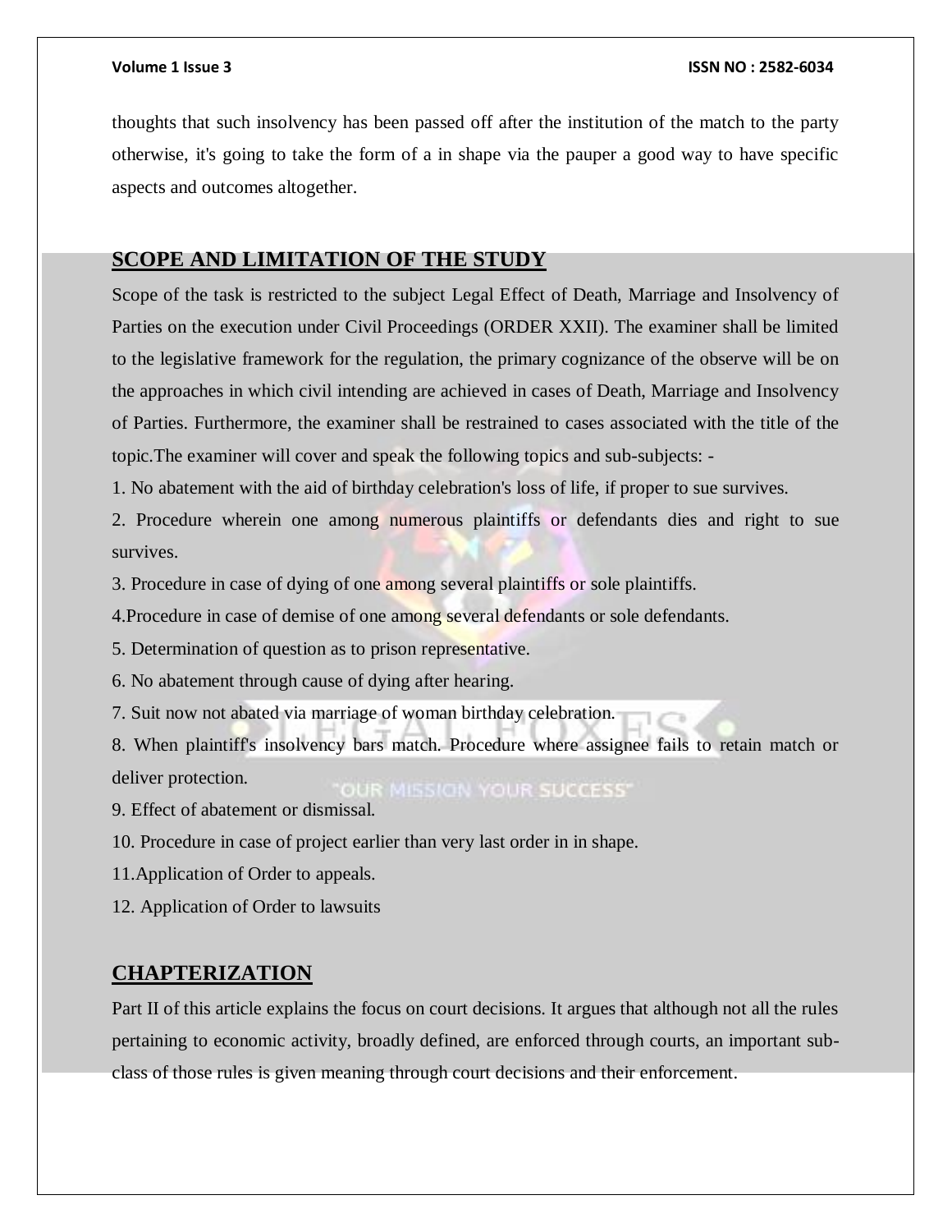thoughts that such insolvency has been passed off after the institution of the match to the party otherwise, it's going to take the form of a in shape via the pauper a good way to have specific aspects and outcomes altogether.

## SCOPE AND LIMITATION OF THE STUDY

Scope of the task is restricted to the subject Legal Effect of Death, Marriage and Insolvency of Parties on the execution under Civil Proceedings (ORDER XXII). The examiner shall be limited to the legislative framework for the regulation, the primary cognizance of the observe will be on the approaches in which civil intending are achieved in cases of Death, Marriage and Insolvency of Parties. Furthermore, the examiner shall be restrained to cases associated with the title of the topic.The examiner will cover and speak the following topics and sub-subjects: -

1. No abatement with the aid of birthday celebration's loss of life, if proper to sue survives.
2. Procedure wherein one among numerous plaintiffs or defendants dies and right to sue survives.
3. Procedure in case of dying of one among several plaintiffs or sole plaintiffs.
4. Procedure in case of demise of one among several defendants or sole defendants.
5. Determination of question as to prison representative.
6. No abatement through cause of dying after hearing.
7. Suit now not abated via marriage of woman birthday celebration.
8. When plaintiff's insolvency bars match. Procedure where assignee fails to retain match or deliver protection.
9. Effect of abatement or dismissal.
10. Procedure in case of project earlier than very last order in in shape.
11. Application of Order to appeals.
12. Application of Order to lawsuits

## CHAPTERIZATION

Part II of this article explains the focus on court decisions. It argues that although not all the rules pertaining to economic activity, broadly defined, are enforced through courts, an important sub-class of those rules is given meaning through court decisions and their enforcement.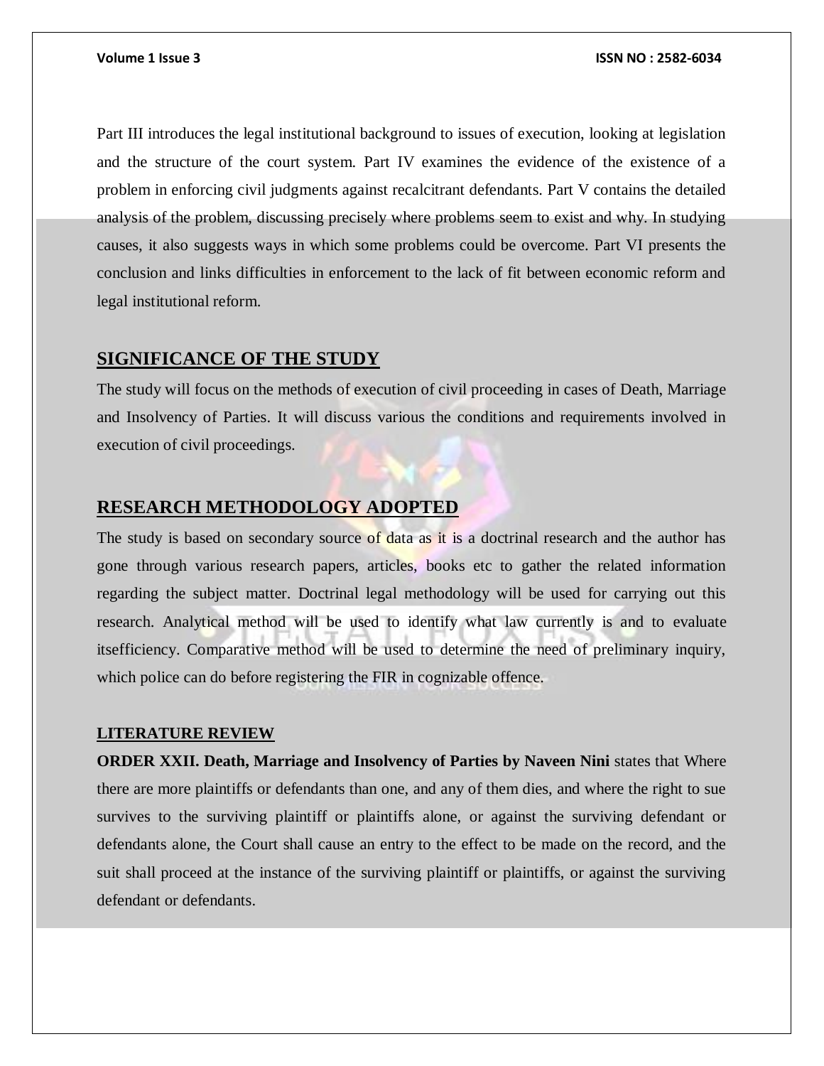Part III introduces the legal institutional background to issues of execution, looking at legislation and the structure of the court system. Part IV examines the evidence of the existence of a problem in enforcing civil judgments against recalcitrant defendants. Part V contains the detailed analysis of the problem, discussing precisely where problems seem to exist and why. In studying causes, it also suggests ways in which some problems could be overcome. Part VI presents the conclusion and links difficulties in enforcement to the lack of fit between economic reform and legal institutional reform.

## SIGNIFICANCE OF THE STUDY

The study will focus on the methods of execution of civil proceeding in cases of Death, Marriage and Insolvency of Parties. It will discuss various the conditions and requirements involved in execution of civil proceedings.

## RESEARCH METHODOLOGY ADOPTED

The study is based on secondary source of data as it is a doctrinal research and the author has gone through various research papers, articles, books etc to gather the related information regarding the subject matter. Doctrinal legal methodology will be used for carrying out this research. Analytical method will be used to identify what law currently is and to evaluate itsefficiency. Comparative method will be used to determine the need of preliminary inquiry, which police can do before registering the FIR in cognizable offence.

### LITERATURE REVIEW

**ORDER XXII. Death, Marriage and Insolvency of Parties by Naveen Nini** states that Where there are more plaintiffs or defendants than one, and any of them dies, and where the right to sue survives to the surviving plaintiff or plaintiffs alone, or against the surviving defendant or defendants alone, the Court shall cause an entry to the effect to be made on the record, and the suit shall proceed at the instance of the surviving plaintiff or plaintiffs, or against the surviving defendant or defendants.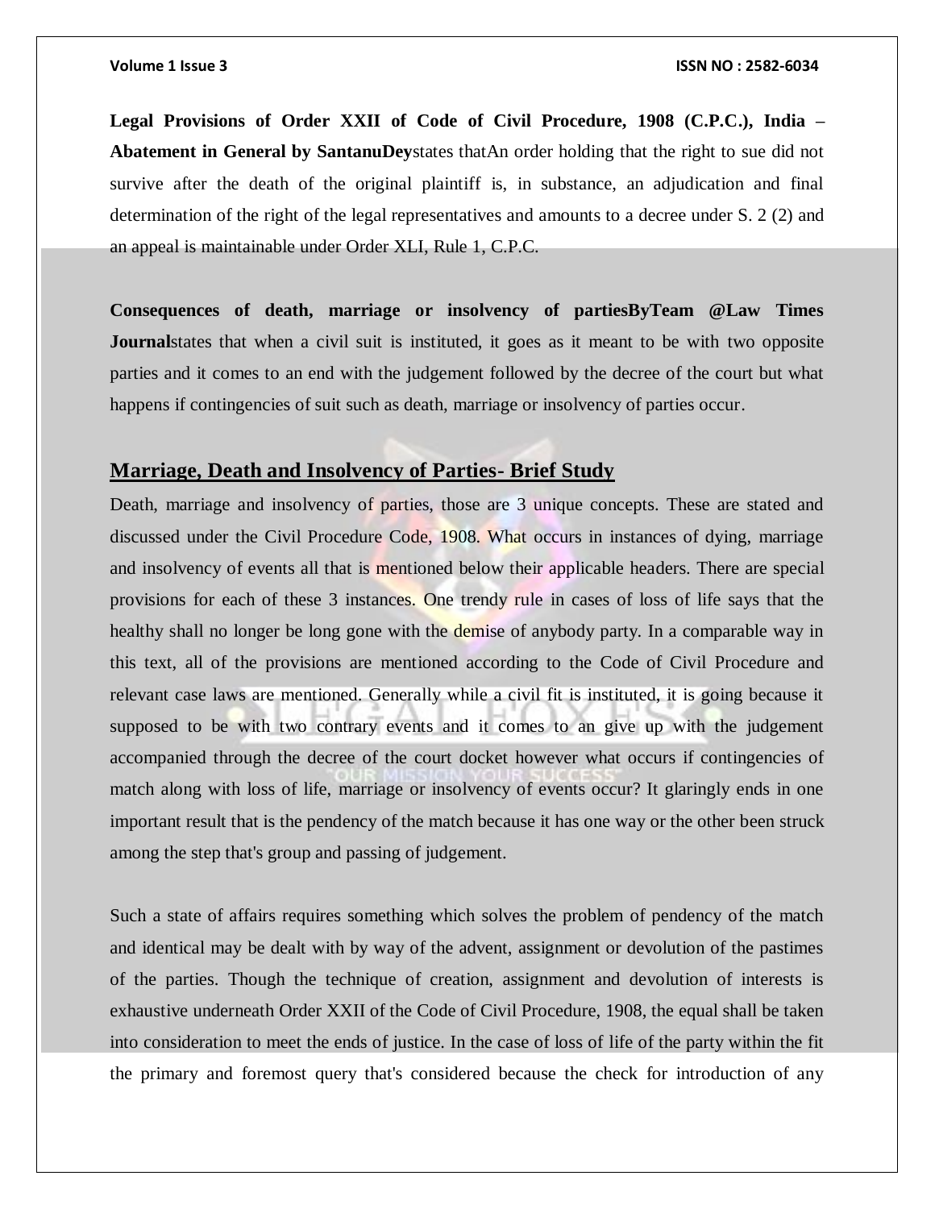**Legal Provisions of Order XXII of Code of Civil Procedure, 1908 (C.P.C.), India – Abatement in General by SantanuDey**states thatAn order holding that the right to sue did not survive after the death of the original plaintiff is, in substance, an adjudication and final determination of the right of the legal representatives and amounts to a decree under S. 2 (2) and an appeal is maintainable under Order XLI, Rule 1, C.P.C.

**Consequences of death, marriage or insolvency of partiesByTeam @Law Times Journal**states that when a civil suit is instituted, it goes as it meant to be with two opposite parties and it comes to an end with the judgement followed by the decree of the court but what happens if contingencies of suit such as death, marriage or insolvency of parties occur.

## Marriage, Death and Insolvency of Parties- Brief Study

Death, marriage and insolvency of parties, those are 3 unique concepts. These are stated and discussed under the Civil Procedure Code, 1908. What occurs in instances of dying, marriage and insolvency of events all that is mentioned below their applicable headers. There are special provisions for each of these 3 instances. One trendy rule in cases of loss of life says that the healthy shall no longer be long gone with the demise of anybody party. In a comparable way in this text, all of the provisions are mentioned according to the Code of Civil Procedure and relevant case laws are mentioned. Generally while a civil fit is instituted, it is going because it supposed to be with two contrary events and it comes to an give up with the judgement accompanied through the decree of the court docket however what occurs if contingencies of match along with loss of life, marriage or insolvency of events occur? It glaringly ends in one important result that is the pendency of the match because it has one way or the other been struck among the step that's group and passing of judgement.

Such a state of affairs requires something which solves the problem of pendency of the match and identical may be dealt with by way of the advent, assignment or devolution of the pastimes of the parties. Though the technique of creation, assignment and devolution of interests is exhaustive underneath Order XXII of the Code of Civil Procedure, 1908, the equal shall be taken into consideration to meet the ends of justice. In the case of loss of life of the party within the fit the primary and foremost query that's considered because the check for introduction of any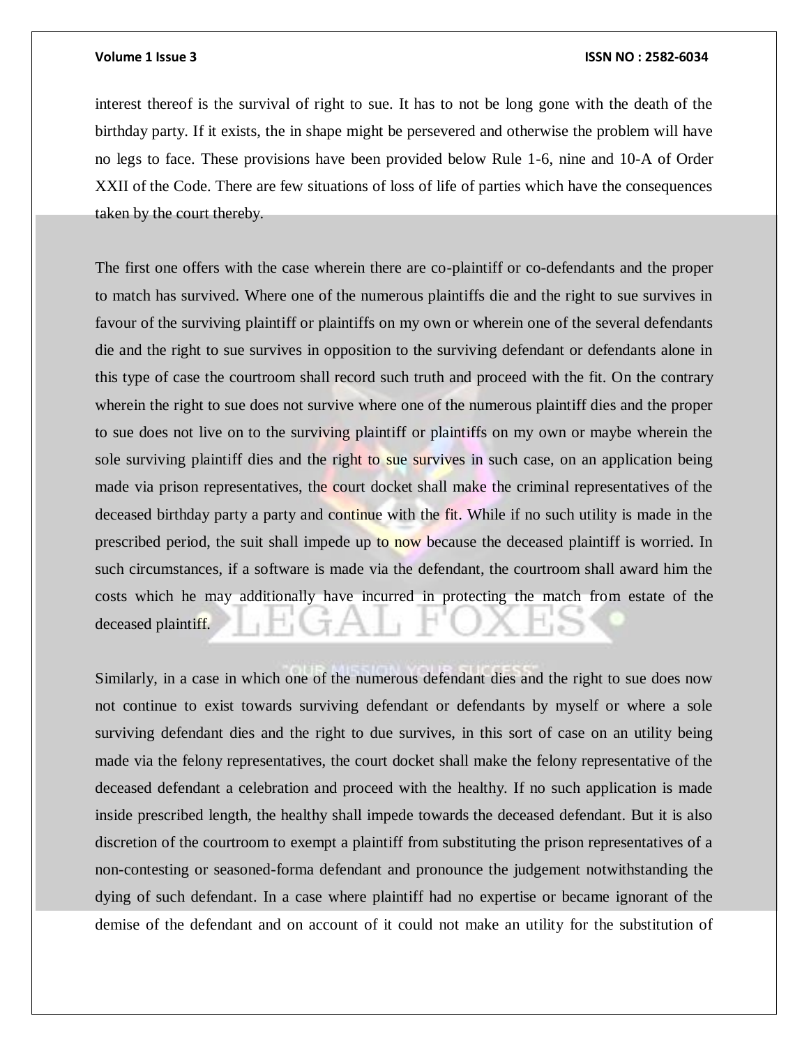interest thereof is the survival of right to sue. It has to not be long gone with the death of the birthday party. If it exists, the in shape might be persevered and otherwise the problem will have no legs to face. These provisions have been provided below Rule 1-6, nine and 10-A of Order XXII of the Code. There are few situations of loss of life of parties which have the consequences taken by the court thereby.

The first one offers with the case wherein there are co-plaintiff or co-defendants and the proper to match has survived. Where one of the numerous plaintiffs die and the right to sue survives in favour of the surviving plaintiff or plaintiffs on my own or wherein one of the several defendants die and the right to sue survives in opposition to the surviving defendant or defendants alone in this type of case the courtroom shall record such truth and proceed with the fit. On the contrary wherein the right to sue does not survive where one of the numerous plaintiff dies and the proper to sue does not live on to the surviving plaintiff or plaintiffs on my own or maybe wherein the sole surviving plaintiff dies and the right to sue survives in such case, on an application being made via prison representatives, the court docket shall make the criminal representatives of the deceased birthday party a party and continue with the fit. While if no such utility is made in the prescribed period, the suit shall impede up to now because the deceased plaintiff is worried. In such circumstances, if a software is made via the defendant, the courtroom shall award him the costs which he may additionally have incurred in protecting the match from estate of the deceased plaintiff.

Similarly, in a case in which one of the numerous defendant dies and the right to sue does now not continue to exist towards surviving defendant or defendants by myself or where a sole surviving defendant dies and the right to due survives, in this sort of case on an utility being made via the felony representatives, the court docket shall make the felony representative of the deceased defendant a celebration and proceed with the healthy. If no such application is made inside prescribed length, the healthy shall impede towards the deceased defendant. But it is also discretion of the courtroom to exempt a plaintiff from substituting the prison representatives of a non-contesting or seasoned-forma defendant and pronounce the judgement notwithstanding the dying of such defendant. In a case where plaintiff had no expertise or became ignorant of the demise of the defendant and on account of it could not make an utility for the substitution of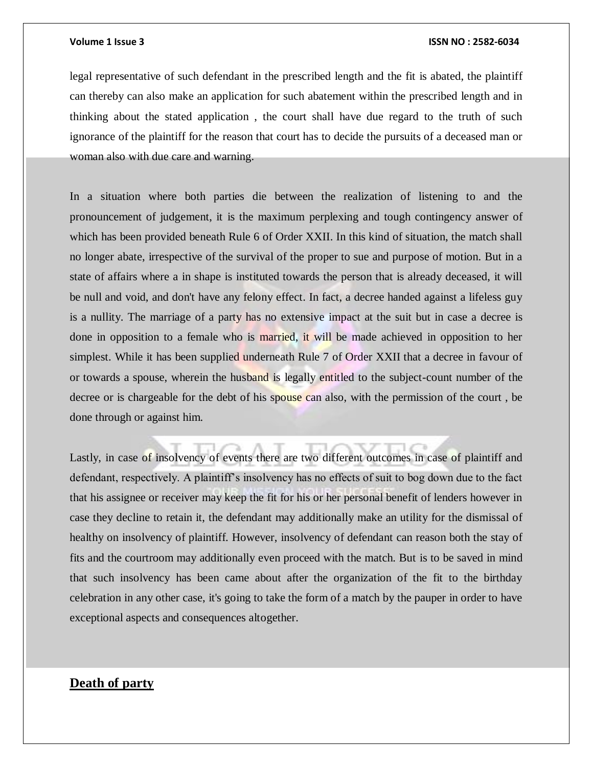legal representative of such defendant in the prescribed length and the fit is abated, the plaintiff can thereby can also make an application for such abatement within the prescribed length and in thinking about the stated application , the court shall have due regard to the truth of such ignorance of the plaintiff for the reason that court has to decide the pursuits of a deceased man or woman also with due care and warning.

In a situation where both parties die between the realization of listening to and the pronouncement of judgement, it is the maximum perplexing and tough contingency answer of which has been provided beneath Rule 6 of Order XXII. In this kind of situation, the match shall no longer abate, irrespective of the survival of the proper to sue and purpose of motion. But in a state of affairs where a in shape is instituted towards the person that is already deceased, it will be null and void, and don't have any felony effect. In fact, a decree handed against a lifeless guy is a nullity. The marriage of a party has no extensive impact at the suit but in case a decree is done in opposition to a female who is married, it will be made achieved in opposition to her simplest. While it has been supplied underneath Rule 7 of Order XXII that a decree in favour of or towards a spouse, wherein the husband is legally entitled to the subject-count number of the decree or is chargeable for the debt of his spouse can also, with the permission of the court , be done through or against him.

Lastly, in case of insolvency of events there are two different outcomes in case of plaintiff and defendant, respectively. A plaintiff's insolvency has no effects of suit to bog down due to the fact that his assignee or receiver may keep the fit for his or her personal benefit of lenders however in case they decline to retain it, the defendant may additionally make an utility for the dismissal of healthy on insolvency of plaintiff. However, insolvency of defendant can reason both the stay of fits and the courtroom may additionally even proceed with the match. But is to be saved in mind that such insolvency has been came about after the organization of the fit to the birthday celebration in any other case, it's going to take the form of a match by the pauper in order to have exceptional aspects and consequences altogether.

**Death of party**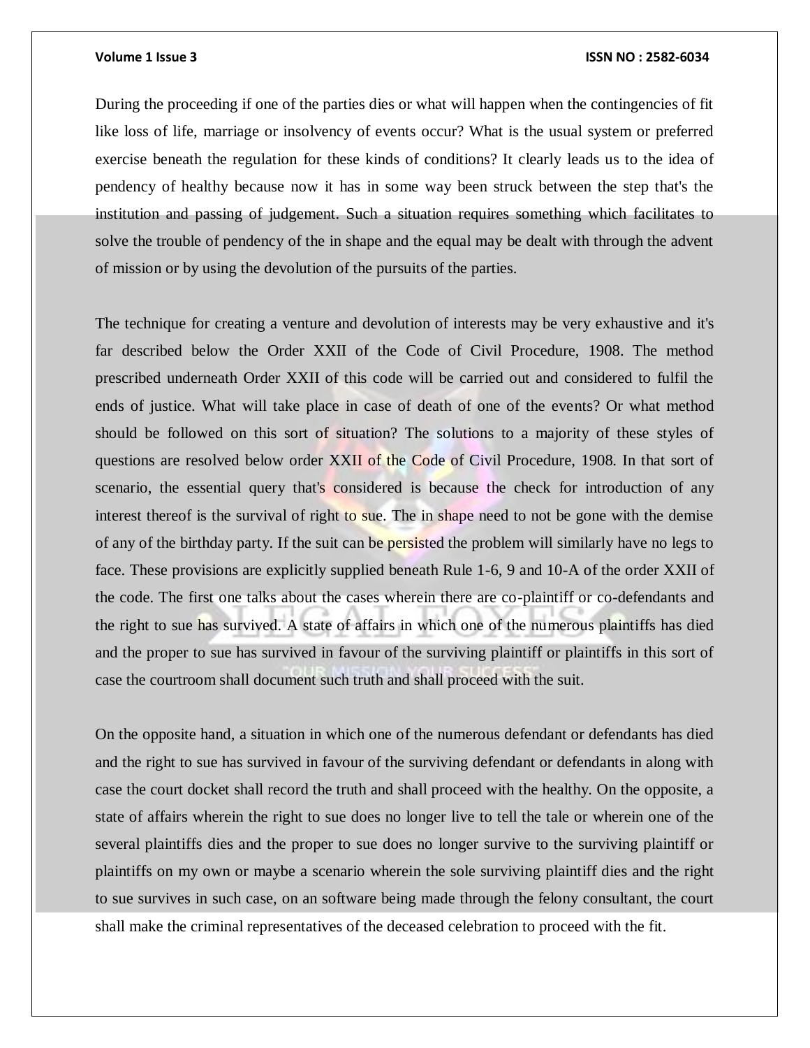During the proceeding if one of the parties dies or what will happen when the contingencies of fit like loss of life, marriage or insolvency of events occur? What is the usual system or preferred exercise beneath the regulation for these kinds of conditions? It clearly leads us to the idea of pendency of healthy because now it has in some way been struck between the step that's the institution and passing of judgement. Such a situation requires something which facilitates to solve the trouble of pendency of the in shape and the equal may be dealt with through the advent of mission or by using the devolution of the pursuits of the parties.

The technique for creating a venture and devolution of interests may be very exhaustive and it's far described below the Order XXII of the Code of Civil Procedure, 1908. The method prescribed underneath Order XXII of this code will be carried out and considered to fulfil the ends of justice. What will take place in case of death of one of the events? Or what method should be followed on this sort of situation? The solutions to a majority of these styles of questions are resolved below order XXII of the Code of Civil Procedure, 1908. In that sort of scenario, the essential query that's considered is because the check for introduction of any interest thereof is the survival of right to sue. The in shape need to not be gone with the demise of any of the birthday party. If the suit can be persisted the problem will similarly have no legs to face. These provisions are explicitly supplied beneath Rule 1-6, 9 and 10-A of the order XXII of the code. The first one talks about the cases wherein there are co-plaintiff or co-defendants and the right to sue has survived. A state of affairs in which one of the numerous plaintiffs has died and the proper to sue has survived in favour of the surviving plaintiff or plaintiffs in this sort of case the courtroom shall document such truth and shall proceed with the suit.

On the opposite hand, a situation in which one of the numerous defendant or defendants has died and the right to sue has survived in favour of the surviving defendant or defendants in along with case the court docket shall record the truth and shall proceed with the healthy. On the opposite, a state of affairs wherein the right to sue does no longer live to tell the tale or wherein one of the several plaintiffs dies and the proper to sue does no longer survive to the surviving plaintiff or plaintiffs on my own or maybe a scenario wherein the sole surviving plaintiff dies and the right to sue survives in such case, on an software being made through the felony consultant, the court shall make the criminal representatives of the deceased celebration to proceed with the fit.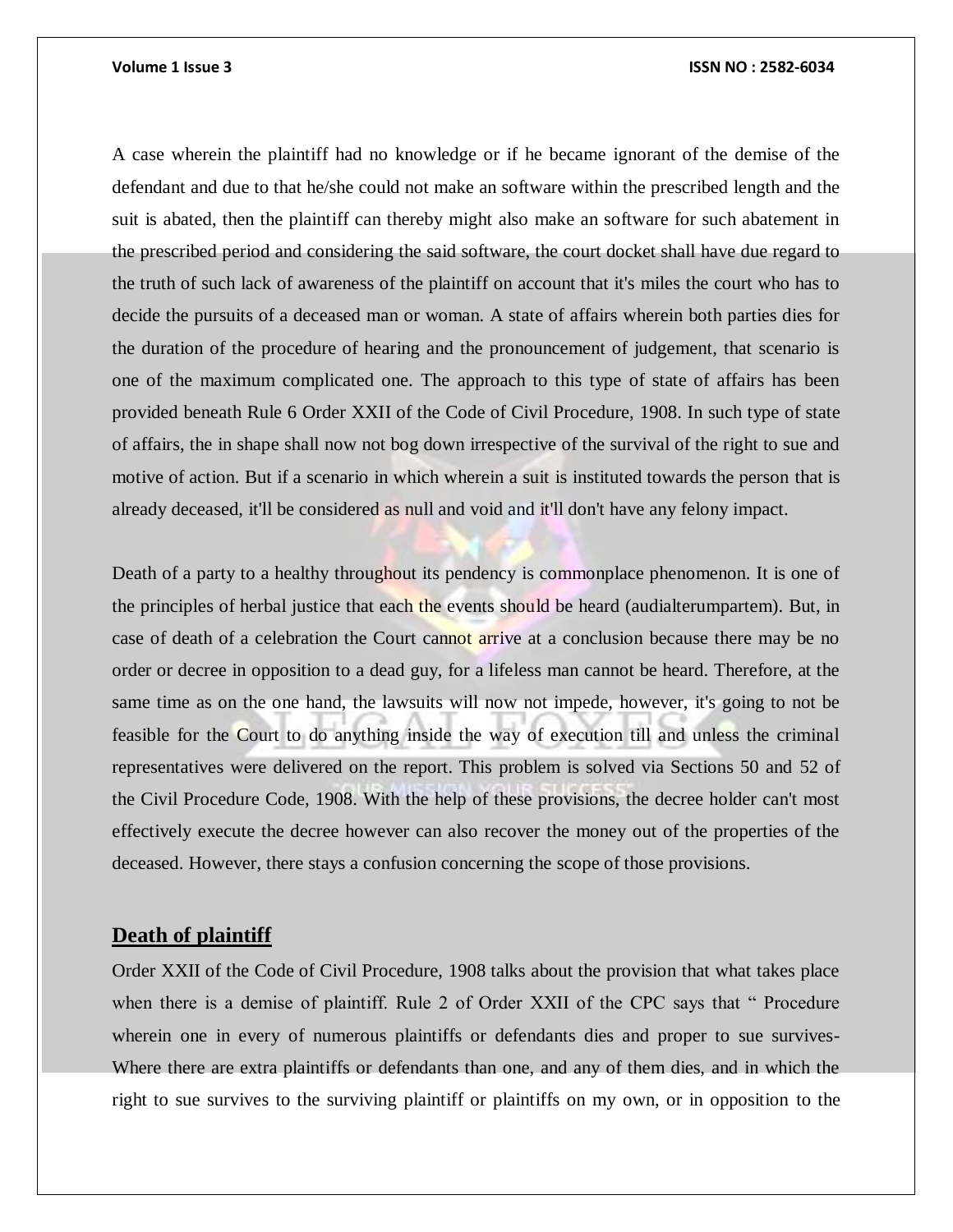A case wherein the plaintiff had no knowledge or if he became ignorant of the demise of the defendant and due to that he/she could not make an software within the prescribed length and the suit is abated, then the plaintiff can thereby might also make an software for such abatement in the prescribed period and considering the said software, the court docket shall have due regard to the truth of such lack of awareness of the plaintiff on account that it's miles the court who has to decide the pursuits of a deceased man or woman. A state of affairs wherein both parties dies for the duration of the procedure of hearing and the pronouncement of judgement, that scenario is one of the maximum complicated one. The approach to this type of state of affairs has been provided beneath Rule 6 Order XXII of the Code of Civil Procedure, 1908. In such type of state of affairs, the in shape shall now not bog down irrespective of the survival of the right to sue and motive of action. But if a scenario in which wherein a suit is instituted towards the person that is already deceased, it'll be considered as null and void and it'll don't have any felony impact.

Death of a party to a healthy throughout its pendency is commonplace phenomenon. It is one of the principles of herbal justice that each the events should be heard (audialterumpartem). But, in case of death of a celebration the Court cannot arrive at a conclusion because there may be no order or decree in opposition to a dead guy, for a lifeless man cannot be heard. Therefore, at the same time as on the one hand, the lawsuits will now not impede, however, it's going to not be feasible for the Court to do anything inside the way of execution till and unless the criminal representatives were delivered on the report. This problem is solved via Sections 50 and 52 of the Civil Procedure Code, 1908. With the help of these provisions, the decree holder can't most effectively execute the decree however can also recover the money out of the properties of the deceased. However, there stays a confusion concerning the scope of those provisions.

## Death of plaintiff

Order XXII of the Code of Civil Procedure, 1908 talks about the provision that what takes place when there is a demise of plaintiff. Rule 2 of Order XXII of the CPC says that " Procedure wherein one in every of numerous plaintiffs or defendants dies and proper to sue survives- Where there are extra plaintiffs or defendants than one, and any of them dies, and in which the right to sue survives to the surviving plaintiff or plaintiffs on my own, or in opposition to the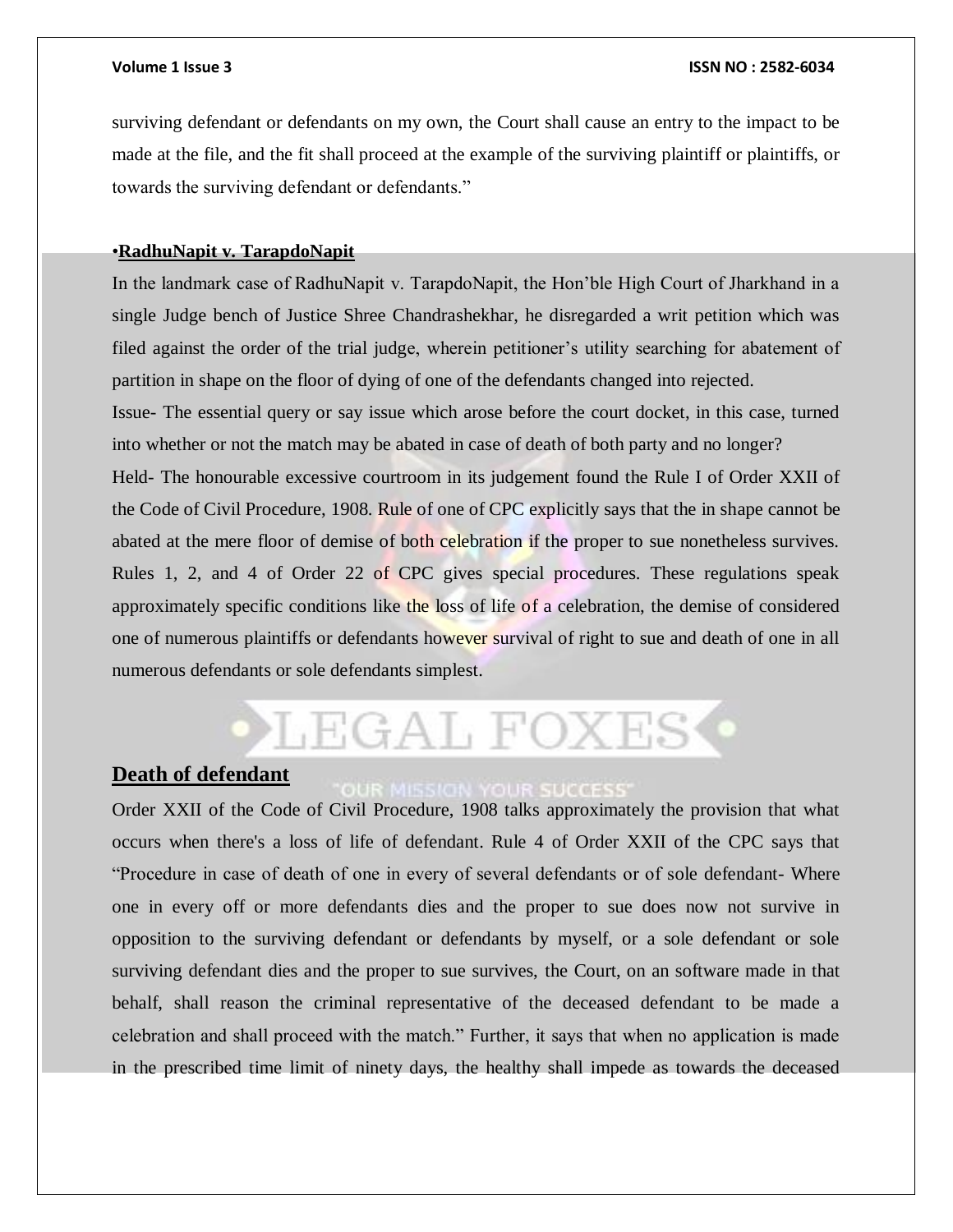surviving defendant or defendants on my own, the Court shall cause an entry to the impact to be made at the file, and the fit shall proceed at the example of the surviving plaintiff or plaintiffs, or towards the surviving defendant or defendants."

•**RadhuNapit v. TarapdoNapit**

In the landmark case of RadhuNapit v. TarapdoNapit, the Hon'ble High Court of Jharkhand in a single Judge bench of Justice Shree Chandrashekhar, he disregarded a writ petition which was filed against the order of the trial judge, wherein petitioner's utility searching for abatement of partition in shape on the floor of dying of one of the defendants changed into rejected.

Issue- The essential query or say issue which arose before the court docket, in this case, turned into whether or not the match may be abated in case of death of both party and no longer?

Held- The honourable excessive courtroom in its judgement found the Rule I of Order XXII of the Code of Civil Procedure, 1908. Rule of one of CPC explicitly says that the in shape cannot be abated at the mere floor of demise of both celebration if the proper to sue nonetheless survives. Rules 1, 2, and 4 of Order 22 of CPC gives special procedures. These regulations speak approximately specific conditions like the loss of life of a celebration, the demise of considered one of numerous plaintiffs or defendants however survival of right to sue and death of one in all numerous defendants or sole defendants simplest.

## Death of defendant

Order XXII of the Code of Civil Procedure, 1908 talks approximately the provision that what occurs when there's a loss of life of defendant. Rule 4 of Order XXII of the CPC says that "Procedure in case of death of one in every of several defendants or of sole defendant- Where one in every off or more defendants dies and the proper to sue does now not survive in opposition to the surviving defendant or defendants by myself, or a sole defendant or sole surviving defendant dies and the proper to sue survives, the Court, on an software made in that behalf, shall reason the criminal representative of the deceased defendant to be made a celebration and shall proceed with the match." Further, it says that when no application is made in the prescribed time limit of ninety days, the healthy shall impede as towards the deceased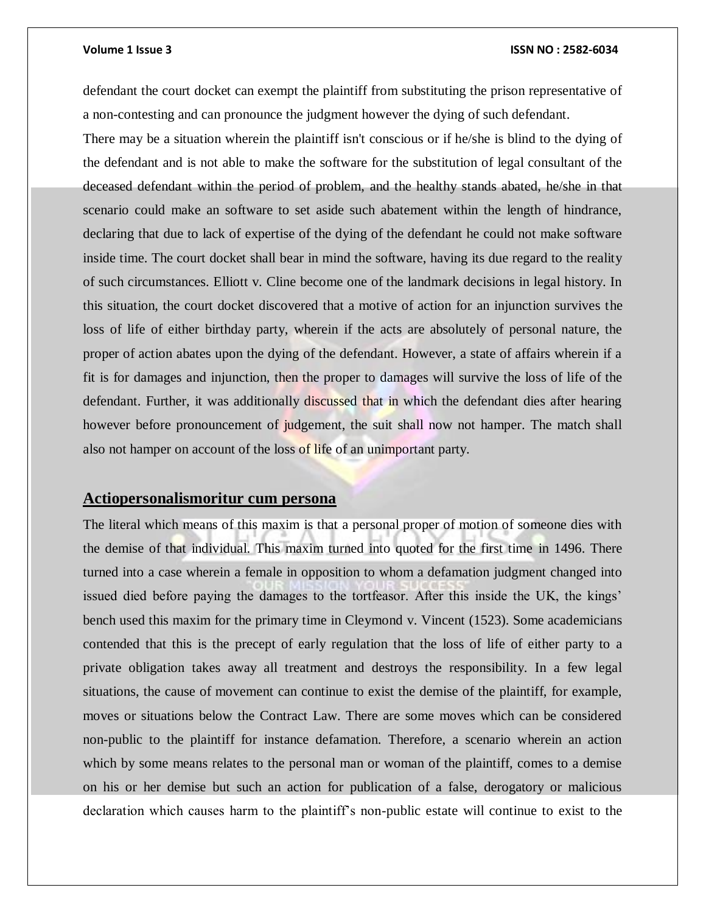defendant the court docket can exempt the plaintiff from substituting the prison representative of a non-contesting and can pronounce the judgment however the dying of such defendant.

There may be a situation wherein the plaintiff isn't conscious or if he/she is blind to the dying of the defendant and is not able to make the software for the substitution of legal consultant of the deceased defendant within the period of problem, and the healthy stands abated, he/she in that scenario could make an software to set aside such abatement within the length of hindrance, declaring that due to lack of expertise of the dying of the defendant he could not make software inside time. The court docket shall bear in mind the software, having its due regard to the reality of such circumstances. Elliott v. Cline become one of the landmark decisions in legal history. In this situation, the court docket discovered that a motive of action for an injunction survives the loss of life of either birthday party, wherein if the acts are absolutely of personal nature, the proper of action abates upon the dying of the defendant. However, a state of affairs wherein if a fit is for damages and injunction, then the proper to damages will survive the loss of life of the defendant. Further, it was additionally discussed that in which the defendant dies after hearing however before pronouncement of judgement, the suit shall now not hamper. The match shall also not hamper on account of the loss of life of an unimportant party.

## Actiopersonalismoritur cum persona

The literal which means of this maxim is that a personal proper of motion of someone dies with the demise of that individual. This maxim turned into quoted for the first time in 1496. There turned into a case wherein a female in opposition to whom a defamation judgment changed into issued died before paying the damages to the tortfeasor. After this inside the UK, the kings' bench used this maxim for the primary time in Cleymond v. Vincent (1523). Some academicians contended that this is the precept of early regulation that the loss of life of either party to a private obligation takes away all treatment and destroys the responsibility. In a few legal situations, the cause of movement can continue to exist the demise of the plaintiff, for example, moves or situations below the Contract Law. There are some moves which can be considered non-public to the plaintiff for instance defamation. Therefore, a scenario wherein an action which by some means relates to the personal man or woman of the plaintiff, comes to a demise on his or her demise but such an action for publication of a false, derogatory or malicious declaration which causes harm to the plaintiff's non-public estate will continue to exist to the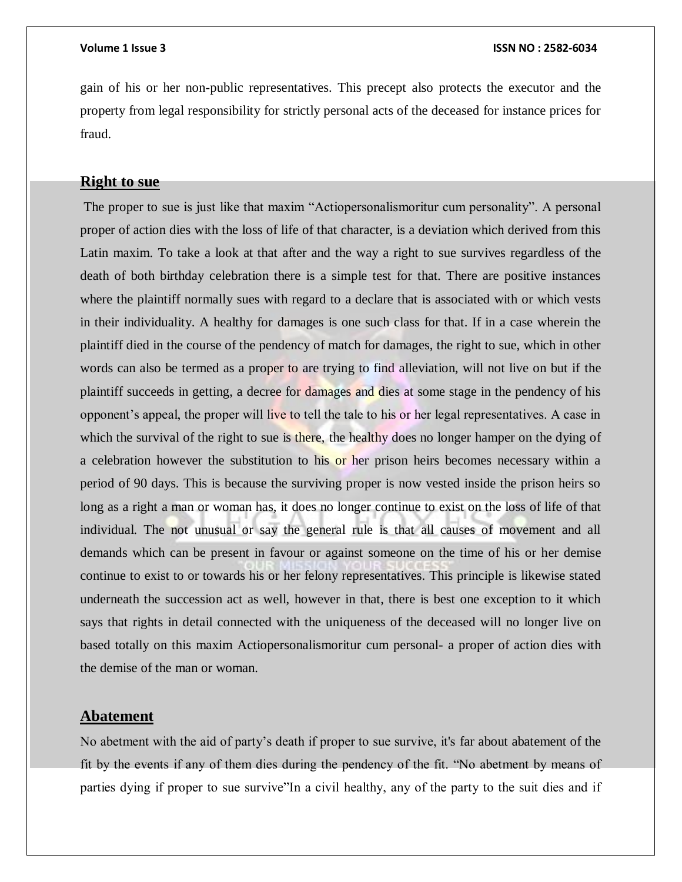gain of his or her non-public representatives. This precept also protects the executor and the property from legal responsibility for strictly personal acts of the deceased for instance prices for fraud.

## Right to sue

The proper to sue is just like that maxim "Actiopersonalismoritur cum personality". A personal proper of action dies with the loss of life of that character, is a deviation which derived from this Latin maxim. To take a look at that after and the way a right to sue survives regardless of the death of both birthday celebration there is a simple test for that. There are positive instances where the plaintiff normally sues with regard to a declare that is associated with or which vests in their individuality. A healthy for damages is one such class for that. If in a case wherein the plaintiff died in the course of the pendency of match for damages, the right to sue, which in other words can also be termed as a proper to are trying to find alleviation, will not live on but if the plaintiff succeeds in getting, a decree for damages and dies at some stage in the pendency of his opponent's appeal, the proper will live to tell the tale to his or her legal representatives. A case in which the survival of the right to sue is there, the healthy does no longer hamper on the dying of a celebration however the substitution to his or her prison heirs becomes necessary within a period of 90 days. This is because the surviving proper is now vested inside the prison heirs so long as a right a man or woman has, it does no longer continue to exist on the loss of life of that individual. The not unusual or say the general rule is that all causes of movement and all demands which can be present in favour or against someone on the time of his or her demise continue to exist to or towards his or her felony representatives. This principle is likewise stated underneath the succession act as well, however in that, there is best one exception to it which says that rights in detail connected with the uniqueness of the deceased will no longer live on based totally on this maxim Actiopersonalismoritur cum personal- a proper of action dies with the demise of the man or woman.

## Abatement

No abetment with the aid of party's death if proper to sue survive, it's far about abatement of the fit by the events if any of them dies during the pendency of the fit. "No abetment by means of parties dying if proper to sue survive"In a civil healthy, any of the party to the suit dies and if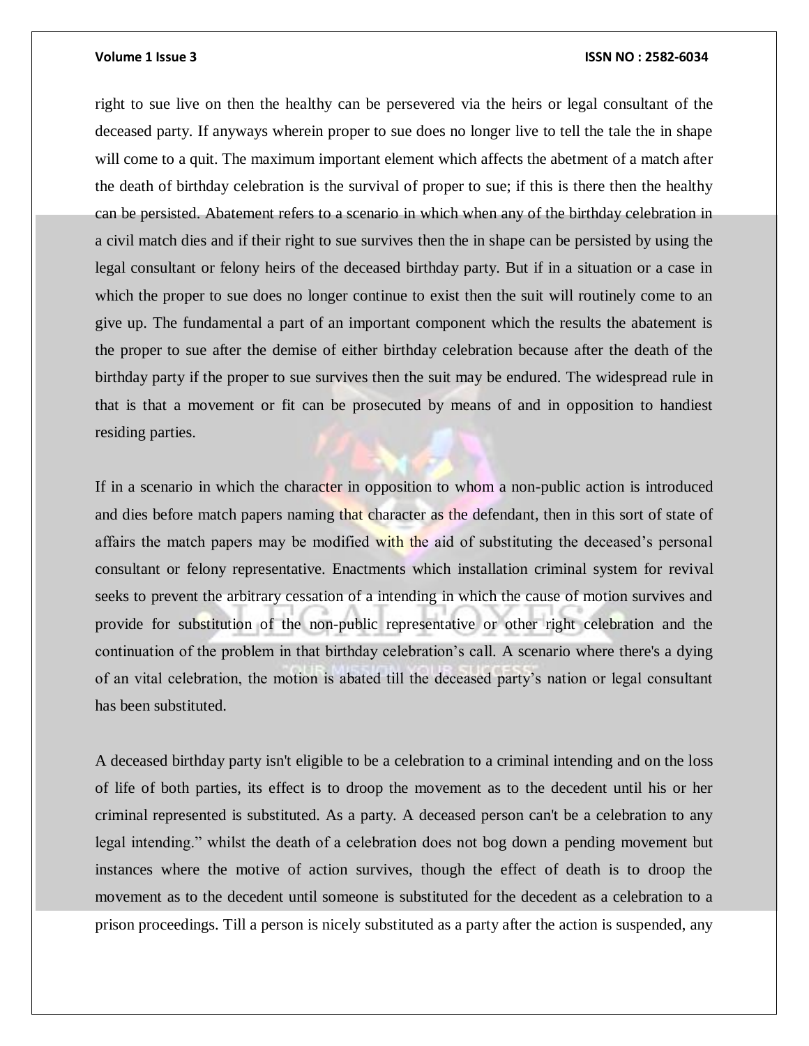right to sue live on then the healthy can be persevered via the heirs or legal consultant of the deceased party. If anyways wherein proper to sue does no longer live to tell the tale the in shape will come to a quit. The maximum important element which affects the abetment of a match after the death of birthday celebration is the survival of proper to sue; if this is there then the healthy can be persisted. Abatement refers to a scenario in which when any of the birthday celebration in a civil match dies and if their right to sue survives then the in shape can be persisted by using the legal consultant or felony heirs of the deceased birthday party. But if in a situation or a case in which the proper to sue does no longer continue to exist then the suit will routinely come to an give up. The fundamental a part of an important component which the results the abatement is the proper to sue after the demise of either birthday celebration because after the death of the birthday party if the proper to sue survives then the suit may be endured. The widespread rule in that is that a movement or fit can be prosecuted by means of and in opposition to handiest residing parties.

If in a scenario in which the character in opposition to whom a non-public action is introduced and dies before match papers naming that character as the defendant, then in this sort of state of affairs the match papers may be modified with the aid of substituting the deceased's personal consultant or felony representative. Enactments which installation criminal system for revival seeks to prevent the arbitrary cessation of a intending in which the cause of motion survives and provide for substitution of the non-public representative or other right celebration and the continuation of the problem in that birthday celebration's call. A scenario where there's a dying of an vital celebration, the motion is abated till the deceased party's nation or legal consultant has been substituted.

A deceased birthday party isn't eligible to be a celebration to a criminal intending and on the loss of life of both parties, its effect is to droop the movement as to the decedent until his or her criminal represented is substituted. As a party. A deceased person can't be a celebration to any legal intending." whilst the death of a celebration does not bog down a pending movement but instances where the motive of action survives, though the effect of death is to droop the movement as to the decedent until someone is substituted for the decedent as a celebration to a prison proceedings. Till a person is nicely substituted as a party after the action is suspended, any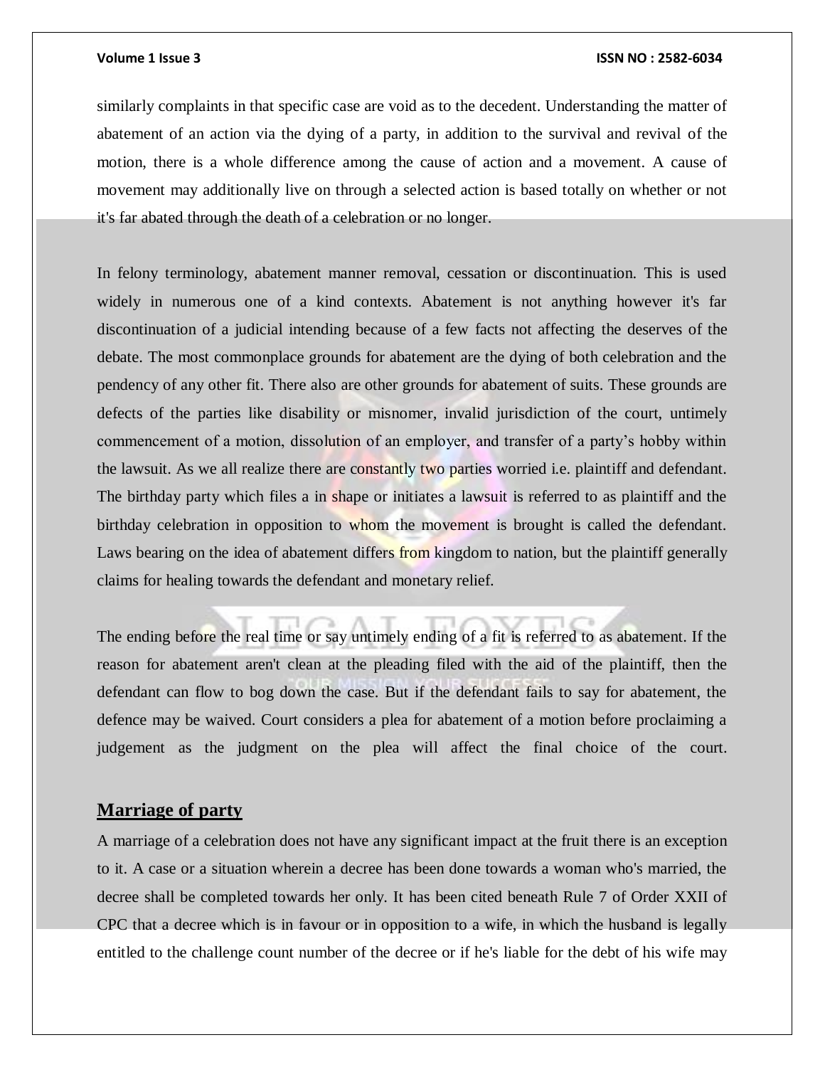similarly complaints in that specific case are void as to the decedent. Understanding the matter of abatement of an action via the dying of a party, in addition to the survival and revival of the motion, there is a whole difference among the cause of action and a movement. A cause of movement may additionally live on through a selected action is based totally on whether or not it's far abated through the death of a celebration or no longer.

In felony terminology, abatement manner removal, cessation or discontinuation. This is used widely in numerous one of a kind contexts. Abatement is not anything however it's far discontinuation of a judicial intending because of a few facts not affecting the deserves of the debate. The most commonplace grounds for abatement are the dying of both celebration and the pendency of any other fit. There also are other grounds for abatement of suits. These grounds are defects of the parties like disability or misnomer, invalid jurisdiction of the court, untimely commencement of a motion, dissolution of an employer, and transfer of a party's hobby within the lawsuit. As we all realize there are constantly two parties worried i.e. plaintiff and defendant. The birthday party which files a in shape or initiates a lawsuit is referred to as plaintiff and the birthday celebration in opposition to whom the movement is brought is called the defendant. Laws bearing on the idea of abatement differs from kingdom to nation, but the plaintiff generally claims for healing towards the defendant and monetary relief.

The ending before the real time or say untimely ending of a fit is referred to as abatement. If the reason for abatement aren't clean at the pleading filed with the aid of the plaintiff, then the defendant can flow to bog down the case. But if the defendant fails to say for abatement, the defence may be waived. Court considers a plea for abatement of a motion before proclaiming a judgement as the judgment on the plea will affect the final choice of the court.

## Marriage of party

A marriage of a celebration does not have any significant impact at the fruit there is an exception to it. A case or a situation wherein a decree has been done towards a woman who's married, the decree shall be completed towards her only. It has been cited beneath Rule 7 of Order XXII of CPC that a decree which is in favour or in opposition to a wife, in which the husband is legally entitled to the challenge count number of the decree or if he's liable for the debt of his wife may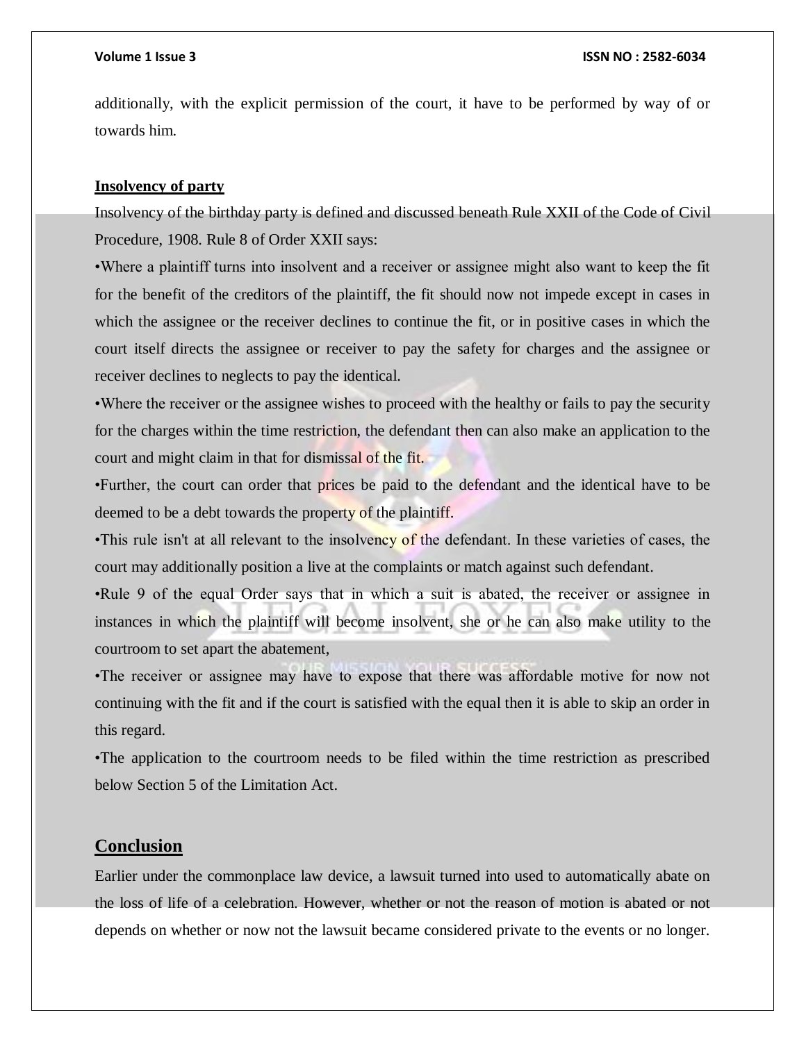additionally, with the explicit permission of the court, it have to be performed by way of or towards him.

**Insolvency of party**

Insolvency of the birthday party is defined and discussed beneath Rule XXII of the Code of Civil Procedure, 1908. Rule 8 of Order XXII says:

•Where a plaintiff turns into insolvent and a receiver or assignee might also want to keep the fit for the benefit of the creditors of the plaintiff, the fit should now not impede except in cases in which the assignee or the receiver declines to continue the fit, or in positive cases in which the court itself directs the assignee or receiver to pay the safety for charges and the assignee or receiver declines to neglects to pay the identical.

•Where the receiver or the assignee wishes to proceed with the healthy or fails to pay the security for the charges within the time restriction, the defendant then can also make an application to the court and might claim in that for dismissal of the fit.

•Further, the court can order that prices be paid to the defendant and the identical have to be deemed to be a debt towards the property of the plaintiff.

•This rule isn't at all relevant to the insolvency of the defendant. In these varieties of cases, the court may additionally position a live at the complaints or match against such defendant.

•Rule 9 of the equal Order says that in which a suit is abated, the receiver or assignee in instances in which the plaintiff will become insolvent, she or he can also make utility to the courtroom to set apart the abatement,

•The receiver or assignee may have to expose that there was affordable motive for now not continuing with the fit and if the court is satisfied with the equal then it is able to skip an order in this regard.

•The application to the courtroom needs to be filed within the time restriction as prescribed below Section 5 of the Limitation Act.

## Conclusion

Earlier under the commonplace law device, a lawsuit turned into used to automatically abate on the loss of life of a celebration. However, whether or not the reason of motion is abated or not depends on whether or now not the lawsuit became considered private to the events or no longer.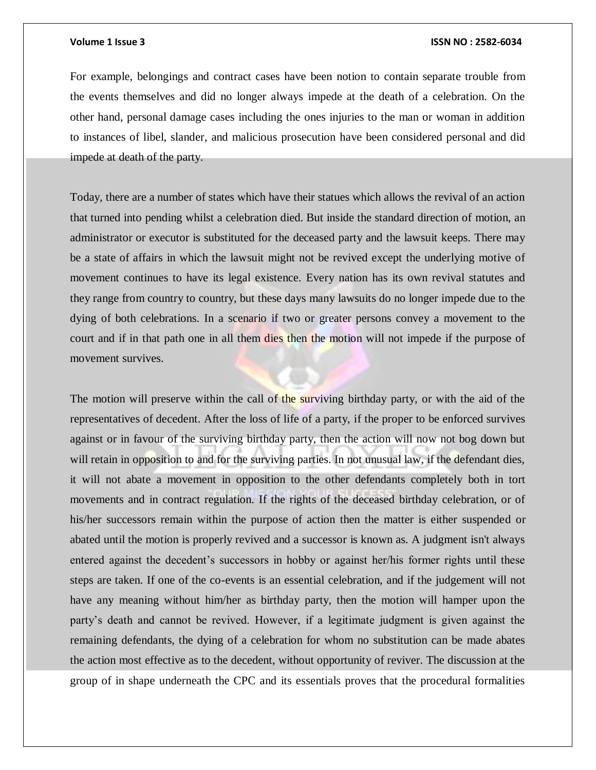For example, belongings and contract cases have been notion to contain separate trouble from the events themselves and did no longer always impede at the death of a celebration. On the other hand, personal damage cases including the ones injuries to the man or woman in addition to instances of libel, slander, and malicious prosecution have been considered personal and did impede at death of the party.

Today, there are a number of states which have their statues which allows the revival of an action that turned into pending whilst a celebration died. But inside the standard direction of motion, an administrator or executor is substituted for the deceased party and the lawsuit keeps. There may be a state of affairs in which the lawsuit might not be revived except the underlying motive of movement continues to have its legal existence. Every nation has its own revival statutes and they range from country to country, but these days many lawsuits do no longer impede due to the dying of both celebrations. In a scenario if two or greater persons convey a movement to the court and if in that path one in all them dies then the motion will not impede if the purpose of movement survives.

The motion will preserve within the call of the surviving birthday party, or with the aid of the representatives of decedent. After the loss of life of a party, if the proper to be enforced survives against or in favour of the surviving birthday party, then the action will now not bog down but will retain in opposition to and for the surviving parties. In not unusual law, if the defendant dies, it will not abate a movement in opposition to the other defendants completely both in tort movements and in contract regulation. If the rights of the deceased birthday celebration, or of his/her successors remain within the purpose of action then the matter is either suspended or abated until the motion is properly revived and a successor is known as. A judgment isn't always entered against the decedent's successors in hobby or against her/his former rights until these steps are taken. If one of the co-events is an essential celebration, and if the judgement will not have any meaning without him/her as birthday party, then the motion will hamper upon the party's death and cannot be revived. However, if a legitimate judgment is given against the remaining defendants, the dying of a celebration for whom no substitution can be made abates the action most effective as to the decedent, without opportunity of reviver. The discussion at the group of in shape underneath the CPC and its essentials proves that the procedural formalities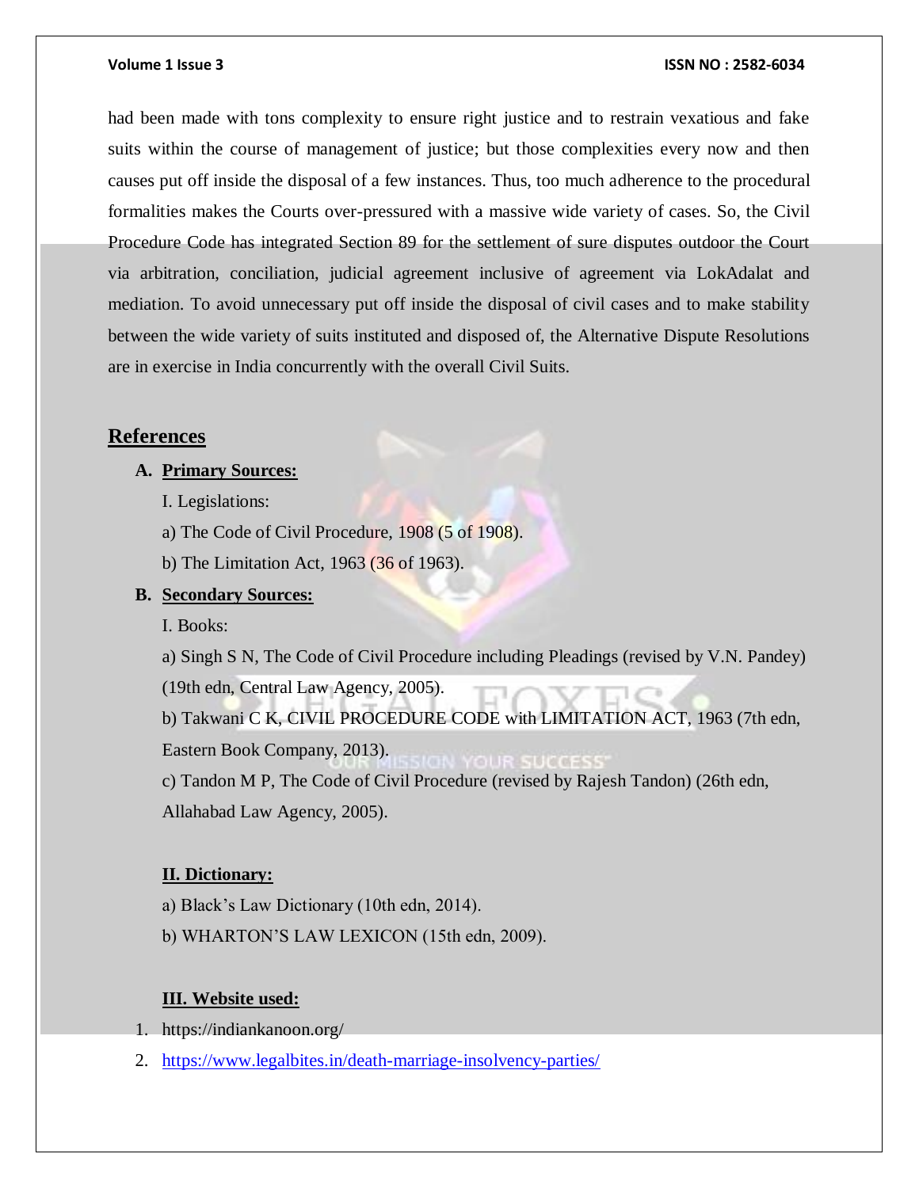had been made with tons complexity to ensure right justice and to restrain vexatious and fake suits within the course of management of justice; but those complexities every now and then causes put off inside the disposal of a few instances. Thus, too much adherence to the procedural formalities makes the Courts over-pressured with a massive wide variety of cases. So, the Civil Procedure Code has integrated Section 89 for the settlement of sure disputes outdoor the Court via arbitration, conciliation, judicial agreement inclusive of agreement via LokAdalat and mediation. To avoid unnecessary put off inside the disposal of civil cases and to make stability between the wide variety of suits instituted and disposed of, the Alternative Dispute Resolutions are in exercise in India concurrently with the overall Civil Suits.

## References

**A. Primary Sources:**

I. Legislations:

a) The Code of Civil Procedure, 1908 (5 of 1908).

b) The Limitation Act, 1963 (36 of 1963).

**B. Secondary Sources:**

I. Books:

a) Singh S N, The Code of Civil Procedure including Pleadings (revised by V.N. Pandey) (19th edn, Central Law Agency, 2005).

b) Takwani C K, CIVIL PROCEDURE CODE with LIMITATION ACT, 1963 (7th edn, Eastern Book Company, 2013).

c) Tandon M P, The Code of Civil Procedure (revised by Rajesh Tandon) (26th edn, Allahabad Law Agency, 2005).

**II. Dictionary:**

a) Black's Law Dictionary (10th edn, 2014).

b) WHARTON'S LAW LEXICON (15th edn, 2009).

**III. Website used:**

1. https://indiankanoon.org/
2. https://www.legalbites.in/death-marriage-insolvency-parties/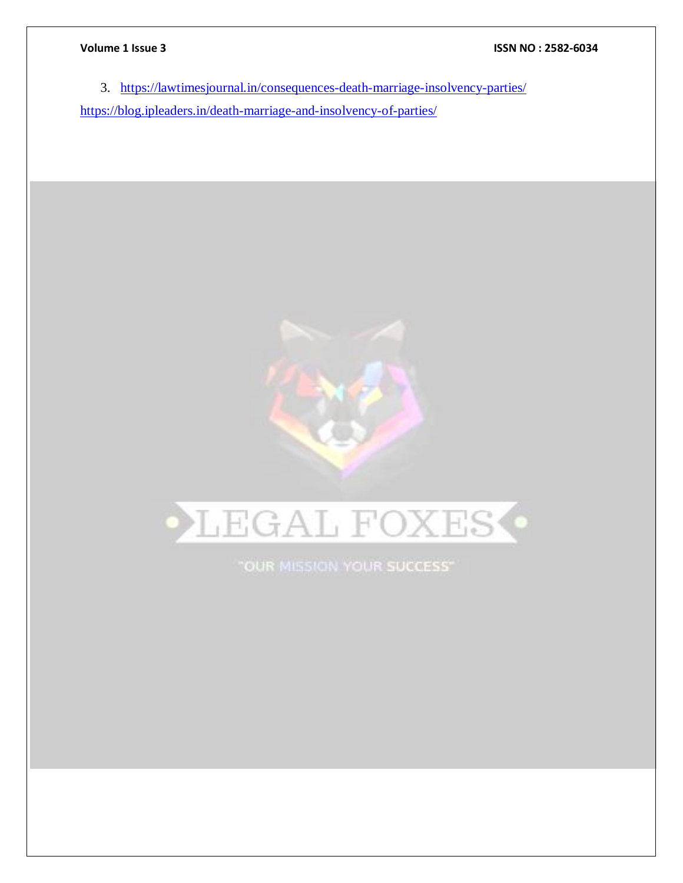3. https://lawtimesjournal.in/consequences-death-marriage-insolvency-parties/

https://blog.ipleaders.in/death-marriage-and-insolvency-of-parties/